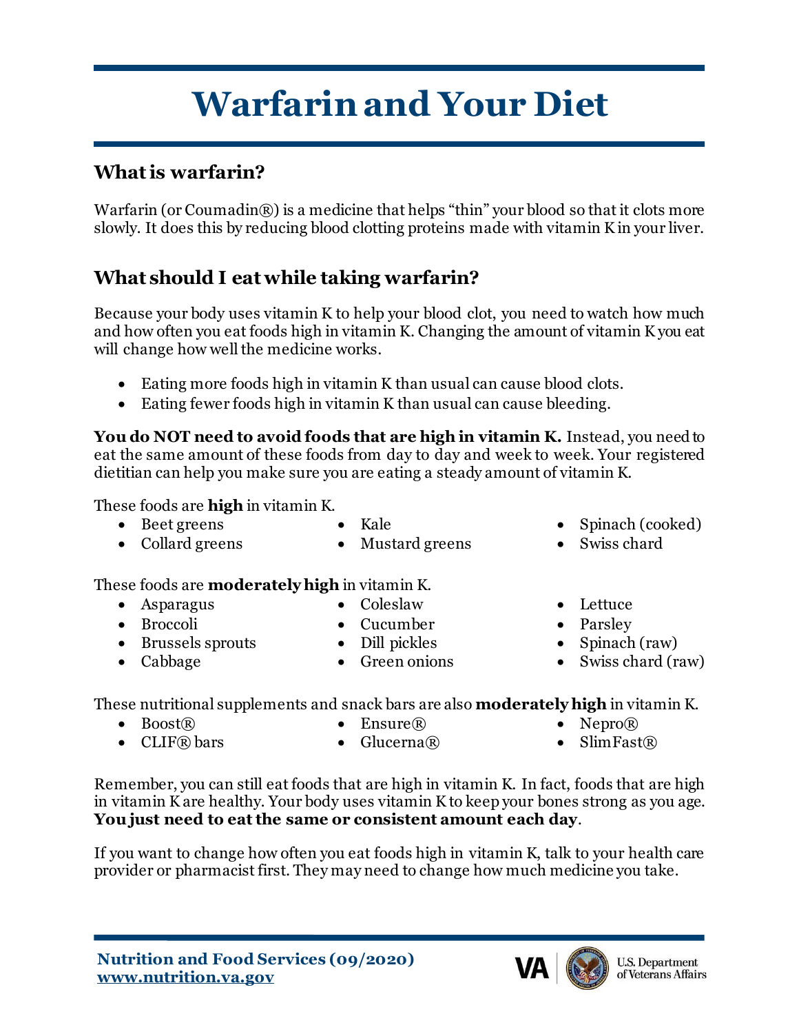# Warfarin and Your Diet

## What is warfarin?

Warfarin (or Coumadin®) is a medicine that helps "thin" your blood so that it clots more slowly. It does this by reducing blood clotting proteins made with vitamin K in your liver.

## What should I eat while taking warfarin?

Because your body uses vitamin K to help your blood clot, you need to watch how much and how often you eat foods high in vitamin K. Changing the amount of vitamin K you eat will change how well the medicine works.

- Eating more foods high in vitamin K than usual can cause blood clots.
- Eating fewer foods high in vitamin K than usual can cause bleeding.

**You do NOT need to avoid foods that are high in vitamin K.** Instead, you need to eat the same amount of these foods from day to day and week to week. Your registered dietitian can help you make sure you are eating a steady amount of vitamin K.

These foods are **high** in vitamin K.

- Beet greens
- Collard greens
- Kale
- Mustard greens
- Spinach (cooked)
- Swiss chard

These foods are **moderately high** in vitamin K.

- Asparagus
- Broccoli
- Brussels sprouts
- Cabbage
- Coleslaw
- Cucumber
- Dill pickles
- Green onions
- Lettuce
- Parsley
- Spinach (raw)
- Swiss chard (raw)

These nutritional supplements and snack bars are also **moderately high** in vitamin K.

- Boost®
- CLIF® bars
- Ensure®
- Glucerna®
- Nepro®
- SlimFast®

Remember, you can still eat foods that are high in vitamin K. In fact, foods that are high in vitamin K are healthy. Your body uses vitamin K to keep your bones strong as you age. **You just need to eat the same or consistent amount each day**.

If you want to change how often you eat foods high in vitamin K, talk to your health care provider or pharmacist first. They may need to change how much medicine you take.

**Nutrition and Food Services (09/2020)**
**www.nutrition.va.gov**

VA | U.S. Department of Veterans Affairs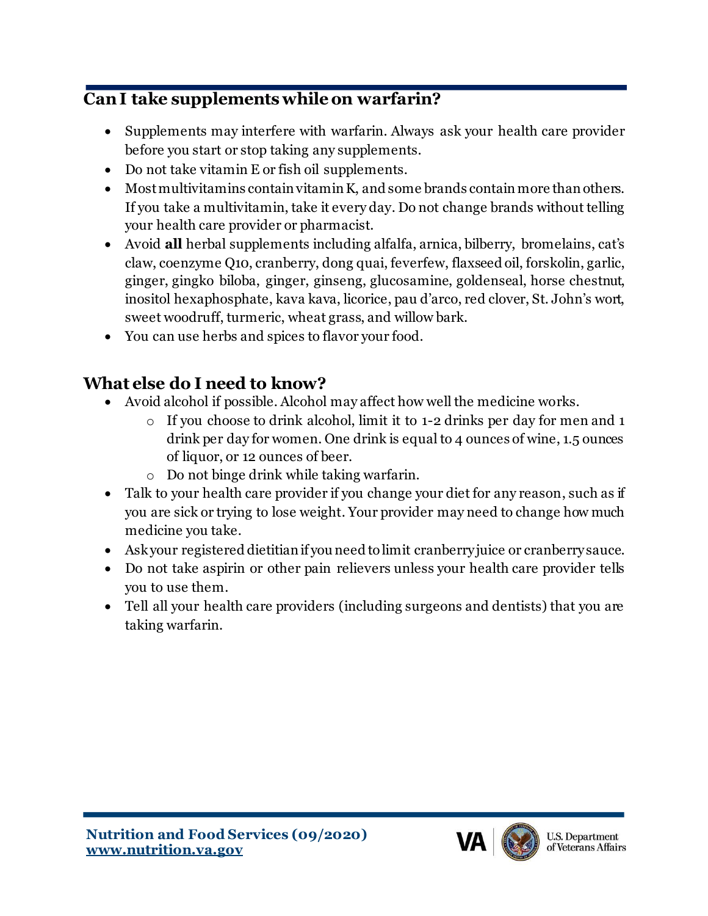## Can I take supplements while on warfarin?

- Supplements may interfere with warfarin. Always ask your health care provider before you start or stop taking any supplements.
- Do not take vitamin E or fish oil supplements.
- Most multivitamins contain vitamin K, and some brands contain more than others. If you take a multivitamin, take it every day. Do not change brands without telling your health care provider or pharmacist.
- Avoid **all** herbal supplements including alfalfa, arnica, bilberry, bromelains, cat's claw, coenzyme Q10, cranberry, dong quai, feverfew, flaxseed oil, forskolin, garlic, ginger, gingko biloba, ginger, ginseng, glucosamine, goldenseal, horse chestnut, inositol hexaphosphate, kava kava, licorice, pau d'arco, red clover, St. John's wort, sweet woodruff, turmeric, wheat grass, and willow bark.
- You can use herbs and spices to flavor your food.

## What else do I need to know?

- Avoid alcohol if possible. Alcohol may affect how well the medicine works.
  - If you choose to drink alcohol, limit it to 1-2 drinks per day for men and 1 drink per day for women. One drink is equal to 4 ounces of wine, 1.5 ounces of liquor, or 12 ounces of beer.
  - Do not binge drink while taking warfarin.
- Talk to your health care provider if you change your diet for any reason, such as if you are sick or trying to lose weight. Your provider may need to change how much medicine you take.
- Ask your registered dietitian if you need to limit cranberry juice or cranberry sauce.
- Do not take aspirin or other pain relievers unless your health care provider tells you to use them.
- Tell all your health care providers (including surgeons and dentists) that you are taking warfarin.

**Nutrition and Food Services (09/2020)**
**www.nutrition.va.gov**

VA U.S. Department of Veterans Affairs